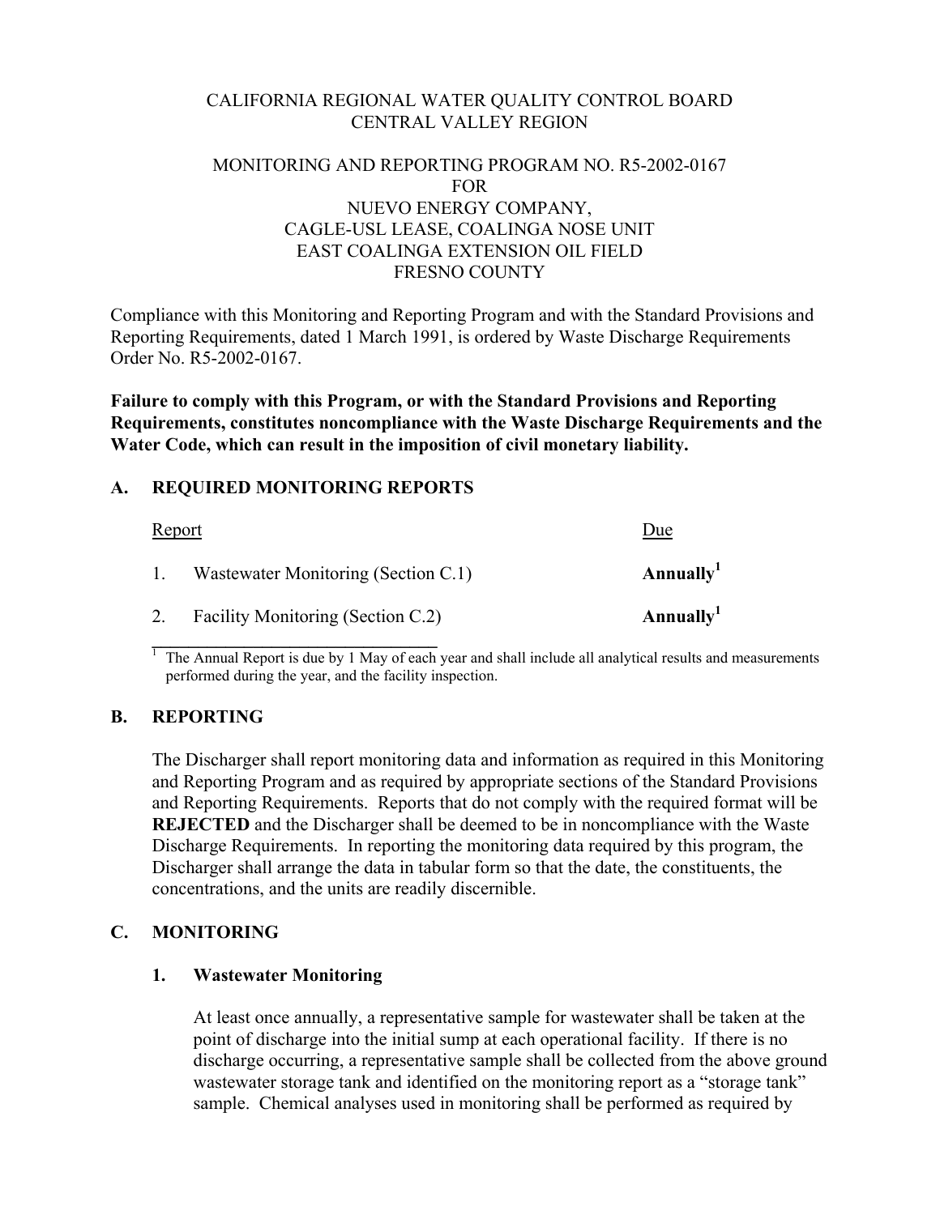CALIFORNIA REGIONAL WATER QUALITY CONTROL BOARD
CENTRAL VALLEY REGION

MONITORING AND REPORTING PROGRAM NO. R5-2002-0167
FOR
NUEVO ENERGY COMPANY,
CAGLE-USL LEASE, COALINGA NOSE UNIT
EAST COALINGA EXTENSION OIL FIELD
FRESNO COUNTY

Compliance with this Monitoring and Reporting Program and with the Standard Provisions and Reporting Requirements, dated 1 March 1991, is ordered by Waste Discharge Requirements Order No. R5-2002-0167.

**Failure to comply with this Program, or with the Standard Provisions and Reporting Requirements, constitutes noncompliance with the Waste Discharge Requirements and the Water Code, which can result in the imposition of civil monetary liability.**

## A. REQUIRED MONITORING REPORTS

| Report | Due |
|---|---|
| 1. Wastewater Monitoring (Section C.1) | **Annually**[1] |
| 2. Facility Monitoring (Section C.2) | **Annually**[1] |

[1] The Annual Report is due by 1 May of each year and shall include all analytical results and measurements performed during the year, and the facility inspection.

## B. REPORTING

The Discharger shall report monitoring data and information as required in this Monitoring and Reporting Program and as required by appropriate sections of the Standard Provisions and Reporting Requirements. Reports that do not comply with the required format will be **REJECTED** and the Discharger shall be deemed to be in noncompliance with the Waste Discharge Requirements. In reporting the monitoring data required by this program, the Discharger shall arrange the data in tabular form so that the date, the constituents, the concentrations, and the units are readily discernible.

## C. MONITORING

### 1. Wastewater Monitoring

At least once annually, a representative sample for wastewater shall be taken at the point of discharge into the initial sump at each operational facility. If there is no discharge occurring, a representative sample shall be collected from the above ground wastewater storage tank and identified on the monitoring report as a "storage tank" sample. Chemical analyses used in monitoring shall be performed as required by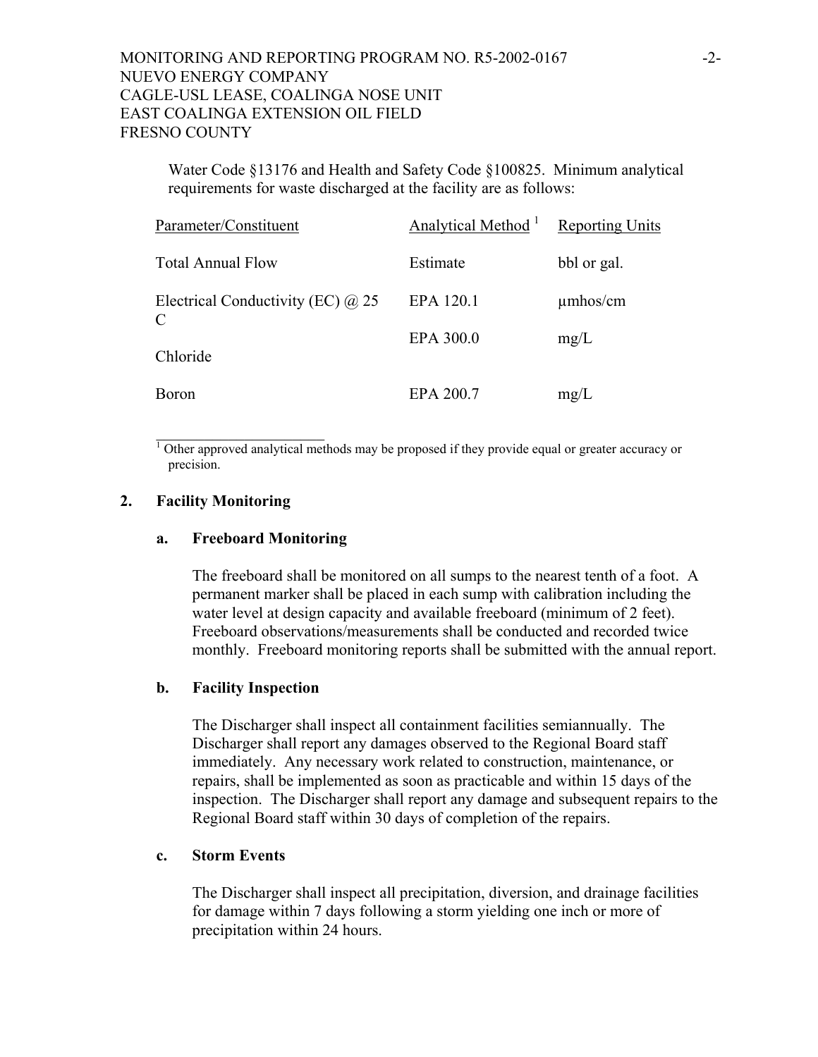Water Code §13176 and Health and Safety Code §100825. Minimum analytical requirements for waste discharged at the facility are as follows:

| Parameter/Constituent | Analytical Method [1] | Reporting Units |
|---|---|---|
| Total Annual Flow | Estimate | bbl or gal. |
| Electrical Conductivity (EC) @ 25 C | EPA 120.1 | μmhos/cm |
| Chloride | EPA 300.0 | mg/L |
| Boron | EPA 200.7 | mg/L |

[1] Other approved analytical methods may be proposed if they provide equal or greater accuracy or precision.

**2. Facility Monitoring**

**a. Freeboard Monitoring**

The freeboard shall be monitored on all sumps to the nearest tenth of a foot. A permanent marker shall be placed in each sump with calibration including the water level at design capacity and available freeboard (minimum of 2 feet). Freeboard observations/measurements shall be conducted and recorded twice monthly. Freeboard monitoring reports shall be submitted with the annual report.

**b. Facility Inspection**

The Discharger shall inspect all containment facilities semiannually. The Discharger shall report any damages observed to the Regional Board staff immediately. Any necessary work related to construction, maintenance, or repairs, shall be implemented as soon as practicable and within 15 days of the inspection. The Discharger shall report any damage and subsequent repairs to the Regional Board staff within 30 days of completion of the repairs.

**c. Storm Events**

The Discharger shall inspect all precipitation, diversion, and drainage facilities for damage within 7 days following a storm yielding one inch or more of precipitation within 24 hours.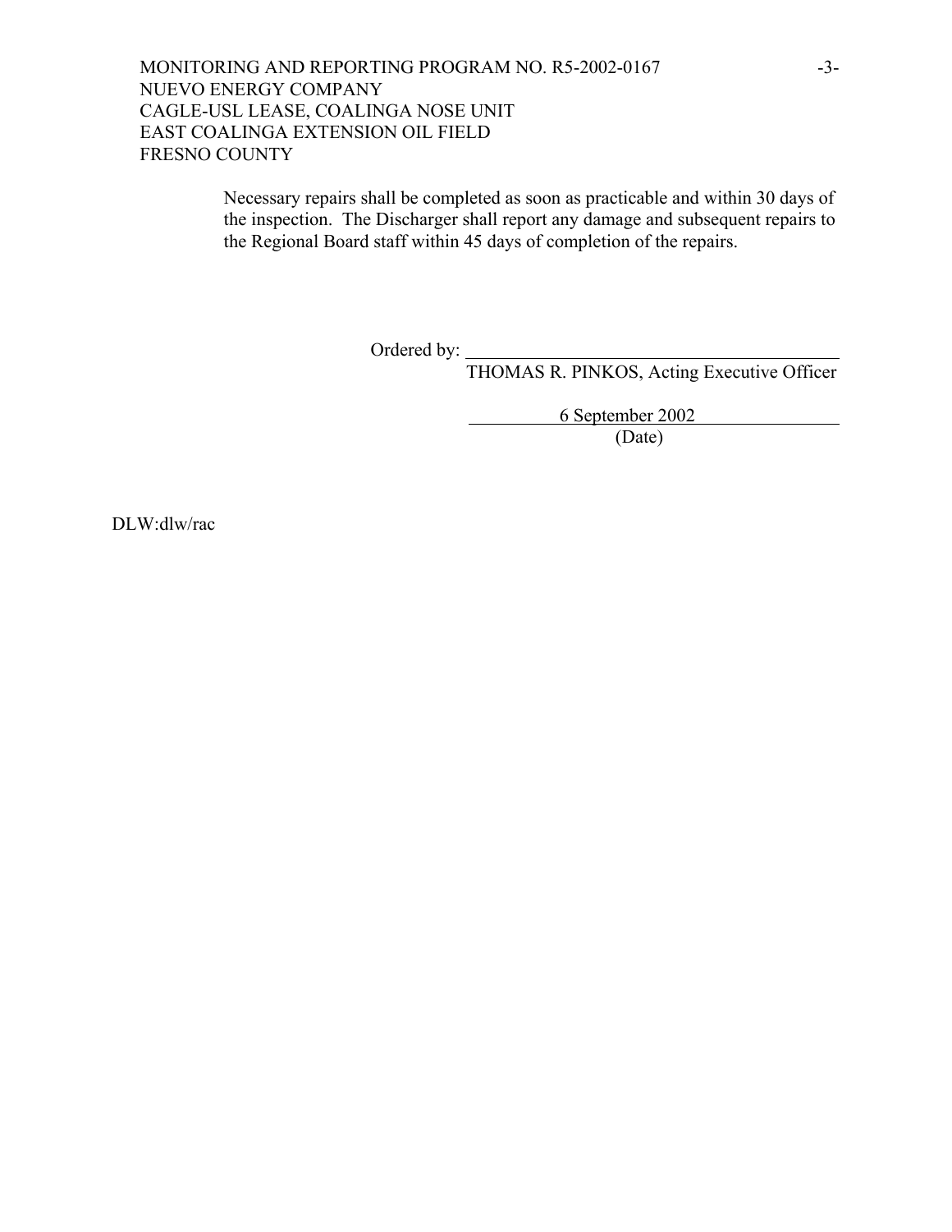Necessary repairs shall be completed as soon as practicable and within 30 days of the inspection. The Discharger shall report any damage and subsequent repairs to the Regional Board staff within 45 days of completion of the repairs.

Ordered by: ______________________________
THOMAS R. PINKOS, Acting Executive Officer

6 September 2002
(Date)

DLW:dlw/rac